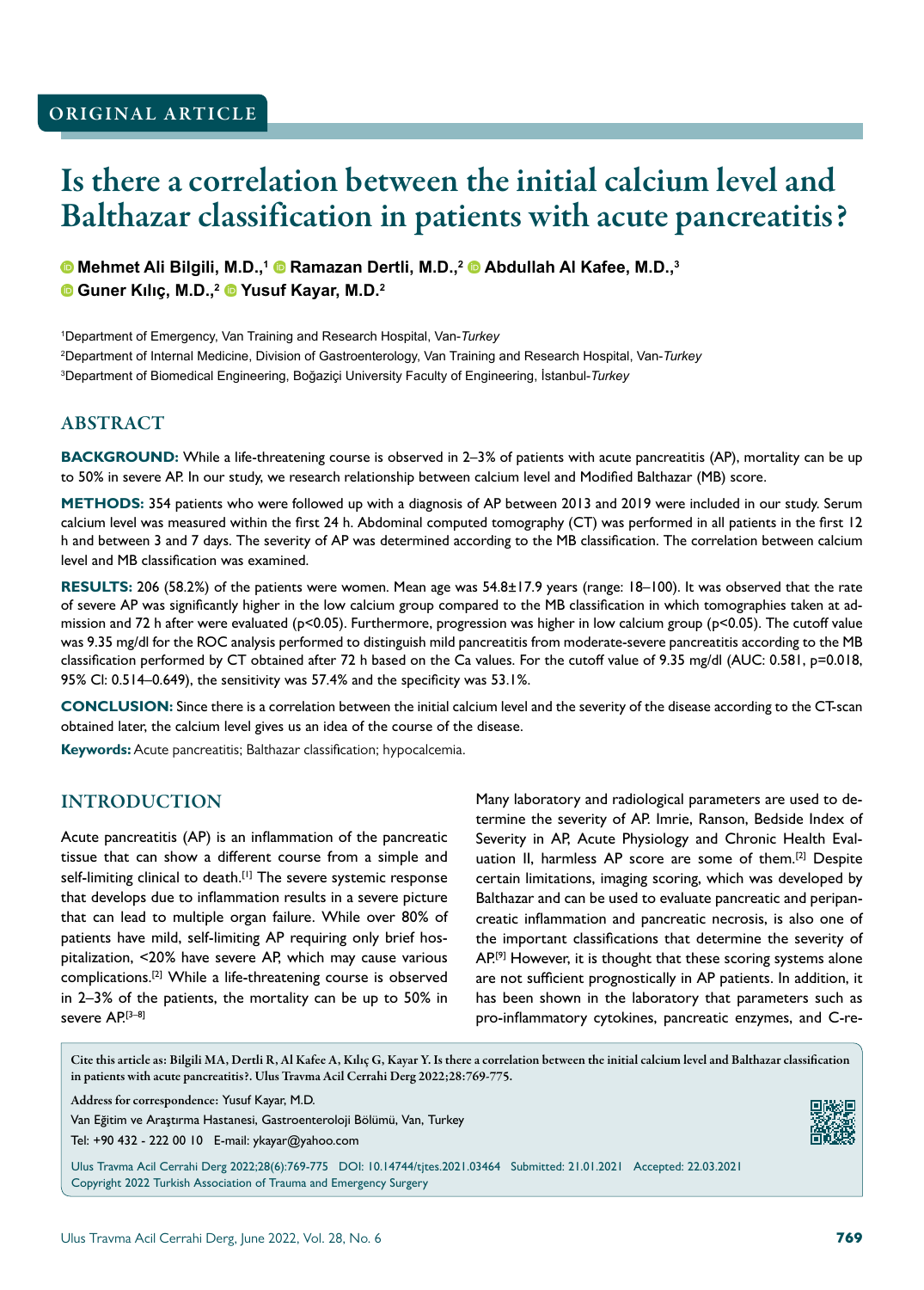ORIGINAL ARTICLE

# Is there a correlation between the initial calcium level and Balthazar classification in patients with acute pancreatitis?

Mehmet Ali Bilgili, M.D.,[1] Ramazan Dertli, M.D.,[2] Abdullah Al Kafee, M.D.,[3] Guner Kılıç, M.D.,[2] Yusuf Kayar, M.D.[2]

[1]Department of Emergency, Van Training and Research Hospital, Van-*Turkey*

[2]Department of Internal Medicine, Division of Gastroenterology, Van Training and Research Hospital, Van-*Turkey*

[3]Department of Biomedical Engineering, Boğaziçi University Faculty of Engineering, İstanbul-*Turkey*

## ABSTRACT

**BACKGROUND:** While a life-threatening course is observed in 2–3% of patients with acute pancreatitis (AP), mortality can be up to 50% in severe AP. In our study, we research relationship between calcium level and Modified Balthazar (MB) score.

**METHODS:** 354 patients who were followed up with a diagnosis of AP between 2013 and 2019 were included in our study. Serum calcium level was measured within the first 24 h. Abdominal computed tomography (CT) was performed in all patients in the first 12 h and between 3 and 7 days. The severity of AP was determined according to the MB classification. The correlation between calcium level and MB classification was examined.

**RESULTS:** 206 (58.2%) of the patients were women. Mean age was 54.8±17.9 years (range: 18–100). It was observed that the rate of severe AP was significantly higher in the low calcium group compared to the MB classification in which tomographies taken at admission and 72 h after were evaluated ($p<0.05$). Furthermore, progression was higher in low calcium group ($p<0.05$). The cutoff value was 9.35 mg/dl for the ROC analysis performed to distinguish mild pancreatitis from moderate-severe pancreatitis according to the MB classification performed by CT obtained after 72 h based on the Ca values. For the cutoff value of 9.35 mg/dl (AUC: 0.581, $p=0.018$, 95% CI: 0.514–0.649), the sensitivity was 57.4% and the specificity was 53.1%.

**CONCLUSION:** Since there is a correlation between the initial calcium level and the severity of the disease according to the CT-scan obtained later, the calcium level gives us an idea of the course of the disease.

**Keywords:** Acute pancreatitis; Balthazar classification; hypocalcemia.

## INTRODUCTION

Acute pancreatitis (AP) is an inflammation of the pancreatic tissue that can show a different course from a simple and self-limiting clinical to death.[1] The severe systemic response that develops due to inflammation results in a severe picture that can lead to multiple organ failure. While over 80% of patients have mild, self-limiting AP requiring only brief hospitalization, <20% have severe AP, which may cause various complications.[2] While a life-threatening course is observed in 2–3% of the patients, the mortality can be up to 50% in severe AP.[3–8]

Many laboratory and radiological parameters are used to determine the severity of AP. Imrie, Ranson, Bedside Index of Severity in AP, Acute Physiology and Chronic Health Evaluation II, harmless AP score are some of them.[2] Despite certain limitations, imaging scoring, which was developed by Balthazar and can be used to evaluate pancreatic and peripancreatic inflammation and pancreatic necrosis, is also one of the important classifications that determine the severity of AP.[9] However, it is thought that these scoring systems alone are not sufficient prognostically in AP patients. In addition, it has been shown in the laboratory that parameters such as pro-inflammatory cytokines, pancreatic enzymes, and C-re-

Cite this article as: Bilgili MA, Dertli R, Al Kafee A, Kılıç G, Kayar Y. Is there a correlation between the initial calcium level and Balthazar classification in patients with acute pancreatitis?. Ulus Travma Acil Cerrahi Derg 2022;28:769-775.

Address for correspondence: Yusuf Kayar, M.D.

Van Eğitim ve Araştırma Hastanesi, Gastroenteroloji Bölümü, Van, Turkey

Tel: +90 432 - 222 00 10 E-mail: ykayar@yahoo.com

Ulus Travma Acil Cerrahi Derg 2022;28(6):769-775 DOI: 10.14744/tjtes.2021.03464 Submitted: 21.01.2021 Accepted: 22.03.2021

Copyright 2022 Turkish Association of Trauma and Emergency Surgery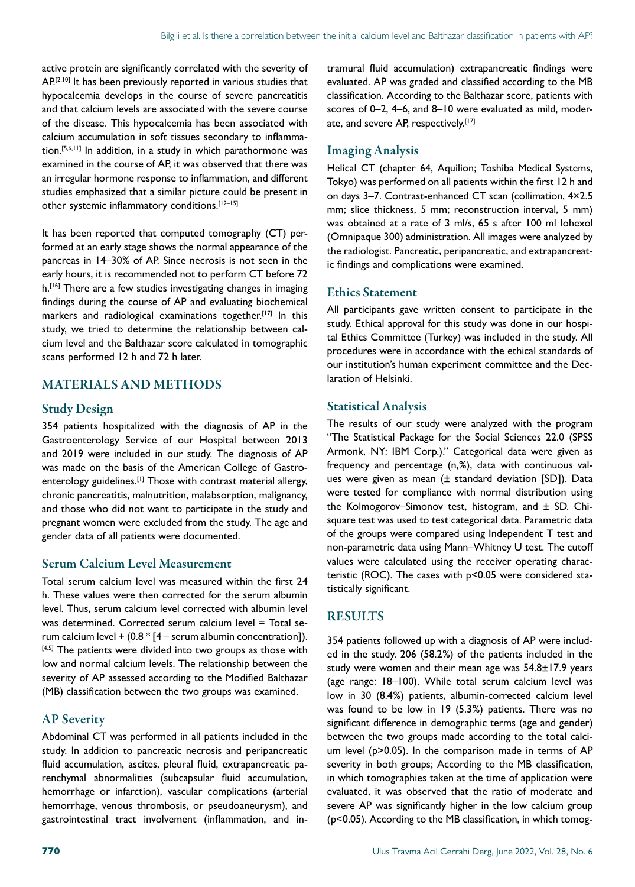active protein are significantly correlated with the severity of AP.[2,10] It has been previously reported in various studies that hypocalcemia develops in the course of severe pancreatitis and that calcium levels are associated with the severe course of the disease. This hypocalcemia has been associated with calcium accumulation in soft tissues secondary to inflammation.[5,6,11] In addition, in a study in which parathormone was examined in the course of AP, it was observed that there was an irregular hormone response to inflammation, and different studies emphasized that a similar picture could be present in other systemic inflammatory conditions.[12–15]

It has been reported that computed tomography (CT) performed at an early stage shows the normal appearance of the pancreas in 14–30% of AP. Since necrosis is not seen in the early hours, it is recommended not to perform CT before 72 h.[16] There are a few studies investigating changes in imaging findings during the course of AP and evaluating biochemical markers and radiological examinations together.[17] In this study, we tried to determine the relationship between calcium level and the Balthazar score calculated in tomographic scans performed 12 h and 72 h later.

## MATERIALS AND METHODS

### Study Design

354 patients hospitalized with the diagnosis of AP in the Gastroenterology Service of our Hospital between 2013 and 2019 were included in our study. The diagnosis of AP was made on the basis of the American College of Gastroenterology guidelines.[1] Those with contrast material allergy, chronic pancreatitis, malnutrition, malabsorption, malignancy, and those who did not want to participate in the study and pregnant women were excluded from the study. The age and gender data of all patients were documented.

### Serum Calcium Level Measurement

Total serum calcium level was measured within the first 24 h. These values were then corrected for the serum albumin level. Thus, serum calcium level corrected with albumin level was determined. Corrected serum calcium level = Total serum calcium level + (0.8 * [4 – serum albumin concentration]).[4,5] The patients were divided into two groups as those with low and normal calcium levels. The relationship between the severity of AP assessed according to the Modified Balthazar (MB) classification between the two groups was examined.

### AP Severity

Abdominal CT was performed in all patients included in the study. In addition to pancreatic necrosis and peripancreatic fluid accumulation, ascites, pleural fluid, extrapancreatic parenchymal abnormalities (subcapsular fluid accumulation, hemorrhage or infarction), vascular complications (arterial hemorrhage, venous thrombosis, or pseudoaneurysm), and gastrointestinal tract involvement (inflammation, and intramural fluid accumulation) extrapancreatic findings were evaluated. AP was graded and classified according to the MB classification. According to the Balthazar score, patients with scores of 0–2, 4–6, and 8–10 were evaluated as mild, moderate, and severe AP, respectively.[17]

### Imaging Analysis

Helical CT (chapter 64, Aquilion; Toshiba Medical Systems, Tokyo) was performed on all patients within the first 12 h and on days 3–7. Contrast-enhanced CT scan (collimation, 4×2.5 mm; slice thickness, 5 mm; reconstruction interval, 5 mm) was obtained at a rate of 3 ml/s, 65 s after 100 ml Iohexol (Omnipaque 300) administration. All images were analyzed by the radiologist. Pancreatic, peripancreatic, and extrapancreatic findings and complications were examined.

### Ethics Statement

All participants gave written consent to participate in the study. Ethical approval for this study was done in our hospital Ethics Committee (Turkey) was included in the study. All procedures were in accordance with the ethical standards of our institution's human experiment committee and the Declaration of Helsinki.

### Statistical Analysis

The results of our study were analyzed with the program "The Statistical Package for the Social Sciences 22.0 (SPSS Armonk, NY: IBM Corp.)." Categorical data were given as frequency and percentage (n,%), data with continuous values were given as mean (± standard deviation [SD]). Data were tested for compliance with normal distribution using the Kolmogorov–Simonov test, histogram, and ± SD. Chi-square test was used to test categorical data. Parametric data of the groups were compared using Independent T test and non-parametric data using Mann–Whitney U test. The cutoff values were calculated using the receiver operating characteristic (ROC). The cases with $p<0.05$ were considered statistically significant.

## RESULTS

354 patients followed up with a diagnosis of AP were included in the study. 206 (58.2%) of the patients included in the study were women and their mean age was 54.8±17.9 years (age range: 18–100). While total serum calcium level was low in 30 (8.4%) patients, albumin-corrected calcium level was found to be low in 19 (5.3%) patients. There was no significant difference in demographic terms (age and gender) between the two groups made according to the total calcium level ($p>0.05$). In the comparison made in terms of AP severity in both groups; According to the MB classification, in which tomographies taken at the time of application were evaluated, it was observed that the ratio of moderate and severe AP was significantly higher in the low calcium group ($p<0.05$). According to the MB classification, in which tomog-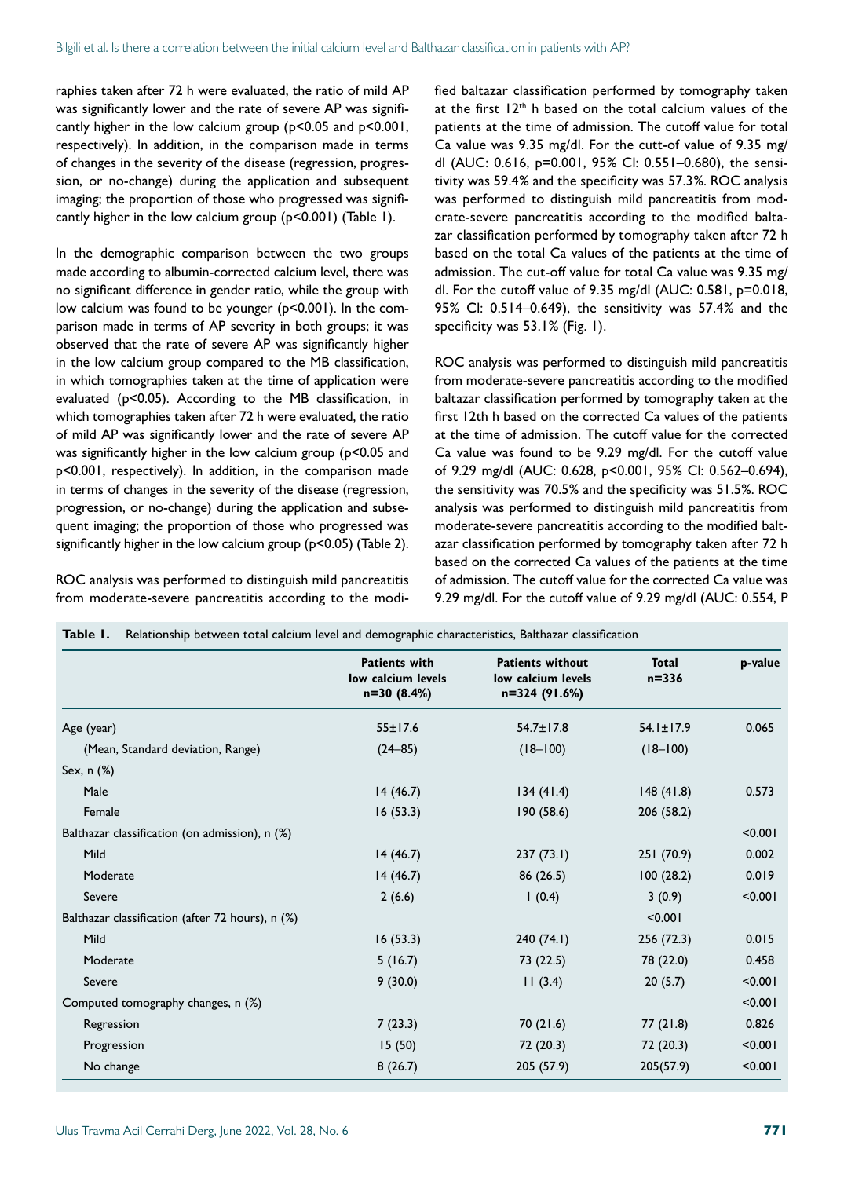raphies taken after 72 h were evaluated, the ratio of mild AP was significantly lower and the rate of severe AP was significantly higher in the low calcium group (p<0.05 and p<0.001, respectively). In addition, in the comparison made in terms of changes in the severity of the disease (regression, progression, or no-change) during the application and subsequent imaging; the proportion of those who progressed was significantly higher in the low calcium group (p<0.001) (Table 1).

In the demographic comparison between the two groups made according to albumin-corrected calcium level, there was no significant difference in gender ratio, while the group with low calcium was found to be younger (p<0.001). In the comparison made in terms of AP severity in both groups; it was observed that the rate of severe AP was significantly higher in the low calcium group compared to the MB classification, in which tomographies taken at the time of application were evaluated (p<0.05). According to the MB classification, in which tomographies taken after 72 h were evaluated, the ratio of mild AP was significantly lower and the rate of severe AP was significantly higher in the low calcium group (p<0.05 and p<0.001, respectively). In addition, in the comparison made in terms of changes in the severity of the disease (regression, progression, or no-change) during the application and subsequent imaging; the proportion of those who progressed was significantly higher in the low calcium group (p<0.05) (Table 2).

ROC analysis was performed to distinguish mild pancreatitis from moderate-severe pancreatitis according to the modified baltazar classification performed by tomography taken at the first 12[th] h based on the total calcium values of the patients at the time of admission. The cutoff value for total Ca value was 9.35 mg/dl. For the cutt-of value of 9.35 mg/dl (AUC: 0.616, p=0.001, 95% CI: 0.551–0.680), the sensitivity was 59.4% and the specificity was 57.3%. ROC analysis was performed to distinguish mild pancreatitis from moderate-severe pancreatitis according to the modified baltazar classification performed by tomography taken after 72 h based on the total Ca values of the patients at the time of admission. The cut-off value for total Ca value was 9.35 mg/dl. For the cutoff value of 9.35 mg/dl (AUC: 0.581, p=0.018, 95% CI: 0.514–0.649), the sensitivity was 57.4% and the specificity was 53.1% (Fig. 1).

ROC analysis was performed to distinguish mild pancreatitis from moderate-severe pancreatitis according to the modified baltazar classification performed by tomography taken at the first 12th h based on the corrected Ca values of the patients at the time of admission. The cutoff value for the corrected Ca value was found to be 9.29 mg/dl. For the cutoff value of 9.29 mg/dl (AUC: 0.628, p<0.001, 95% CI: 0.562–0.694), the sensitivity was 70.5% and the specificity was 51.5%. ROC analysis was performed to distinguish mild pancreatitis from moderate-severe pancreatitis according to the modified baltazar classification performed by tomography taken after 72 h based on the corrected Ca values of the patients at the time of admission. The cutoff value for the corrected Ca value was 9.29 mg/dl. For the cutoff value of 9.29 mg/dl (AUC: 0.554, P

**Table 1.** Relationship between total calcium level and demographic characteristics, Balthazar classification

| | Patients with low calcium levels n=30 (8.4%) | Patients without low calcium levels n=324 (91.6%) | Total n=336 | p-value |
|---|---|---|---|---|
| Age (year) | 55±17.6 | 54.7±17.8 | 54.1±17.9 | 0.065 |
| (Mean, Standard deviation, Range) | (24–85) | (18–100) | (18–100) | |
| Sex, n (%) | | | | |
| Male | 14 (46.7) | 134 (41.4) | 148 (41.8) | 0.573 |
| Female | 16 (53.3) | 190 (58.6) | 206 (58.2) | |
| Balthazar classification (on admission), n (%) | | | | <0.001 |
| Mild | 14 (46.7) | 237 (73.1) | 251 (70.9) | 0.002 |
| Moderate | 14 (46.7) | 86 (26.5) | 100 (28.2) | 0.019 |
| Severe | 2 (6.6) | 1 (0.4) | 3 (0.9) | <0.001 |
| Balthazar classification (after 72 hours), n (%) | | | <0.001 | |
| Mild | 16 (53.3) | 240 (74.1) | 256 (72.3) | 0.015 |
| Moderate | 5 (16.7) | 73 (22.5) | 78 (22.0) | 0.458 |
| Severe | 9 (30.0) | 11 (3.4) | 20 (5.7) | <0.001 |
| Computed tomography changes, n (%) | | | | <0.001 |
| Regression | 7 (23.3) | 70 (21.6) | 77 (21.8) | 0.826 |
| Progression | 15 (50) | 72 (20.3) | 72 (20.3) | <0.001 |
| No change | 8 (26.7) | 205 (57.9) | 205(57.9) | <0.001 |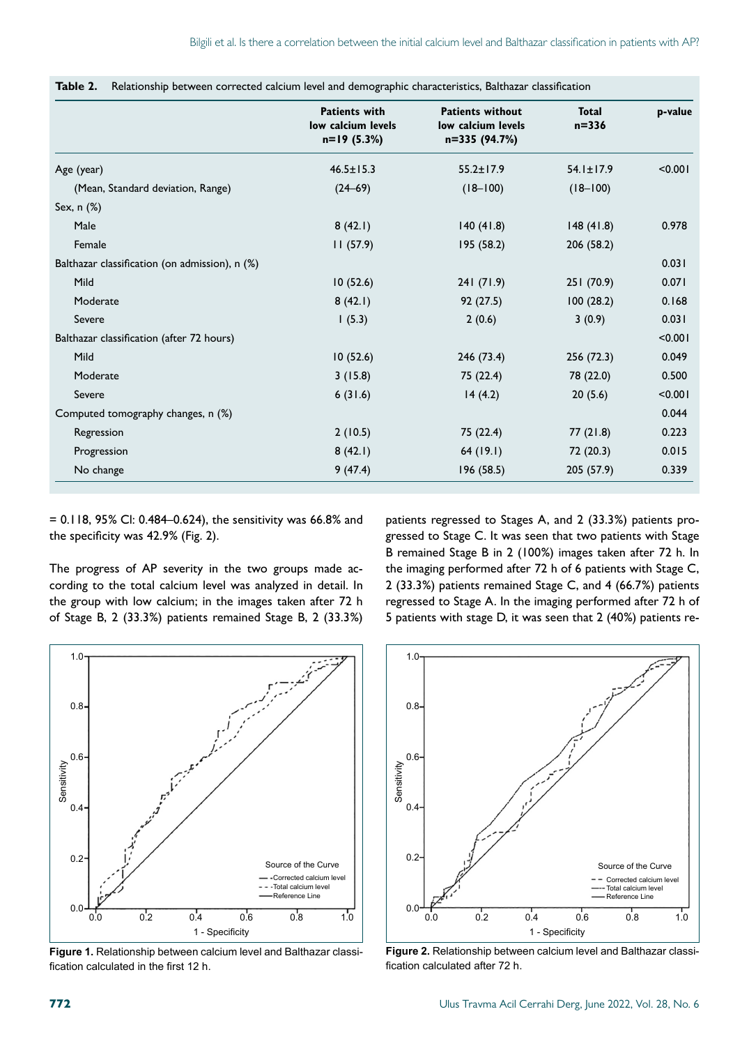**Table 2.** Relationship between corrected calcium level and demographic characteristics, Balthazar classification

| | Patients with low calcium levels n=19 (5.3%) | Patients without low calcium levels n=335 (94.7%) | Total n=336 | p-value |
|---|---|---|---|---|
| Age (year) | 46.5±15.3 | 55.2±17.9 | 54.1±17.9 | <0.001 |
| (Mean, Standard deviation, Range) | (24–69) | (18–100) | (18–100) | |
| Sex, n (%) | | | | |
| Male | 8 (42.1) | 140 (41.8) | 148 (41.8) | 0.978 |
| Female | 11 (57.9) | 195 (58.2) | 206 (58.2) | |
| Balthazar classification (on admission), n (%) | | | | 0.031 |
| Mild | 10 (52.6) | 241 (71.9) | 251 (70.9) | 0.071 |
| Moderate | 8 (42.1) | 92 (27.5) | 100 (28.2) | 0.168 |
| Severe | 1 (5.3) | 2 (0.6) | 3 (0.9) | 0.031 |
| Balthazar classification (after 72 hours) | | | | <0.001 |
| Mild | 10 (52.6) | 246 (73.4) | 256 (72.3) | 0.049 |
| Moderate | 3 (15.8) | 75 (22.4) | 78 (22.0) | 0.500 |
| Severe | 6 (31.6) | 14 (4.2) | 20 (5.6) | <0.001 |
| Computed tomography changes, n (%) | | | | 0.044 |
| Regression | 2 (10.5) | 75 (22.4) | 77 (21.8) | 0.223 |
| Progression | 8 (42.1) | 64 (19.1) | 72 (20.3) | 0.015 |
| No change | 9 (47.4) | 196 (58.5) | 205 (57.9) | 0.339 |

= 0.118, 95% CI: 0.484–0.624), the sensitivity was 66.8% and the specificity was 42.9% (Fig. 2).

The progress of AP severity in the two groups made according to the total calcium level was analyzed in detail. In the group with low calcium; in the images taken after 72 h of Stage B, 2 (33.3%) patients remained Stage B, 2 (33.3%) patients regressed to Stages A, and 2 (33.3%) patients progressed to Stage C. It was seen that two patients with Stage B remained Stage B in 2 (100%) images taken after 72 h. In the imaging performed after 72 h of 6 patients with Stage C, 2 (33.3%) patients remained Stage C, and 4 (66.7%) patients regressed to Stage A. In the imaging performed after 72 h of 5 patients with stage D, it was seen that 2 (40%) patients re-

**Figure 1.** Relationship between calcium level and Balthazar classification calculated in the first 12 h.

**Figure 2.** Relationship between calcium level and Balthazar classification calculated after 72 h.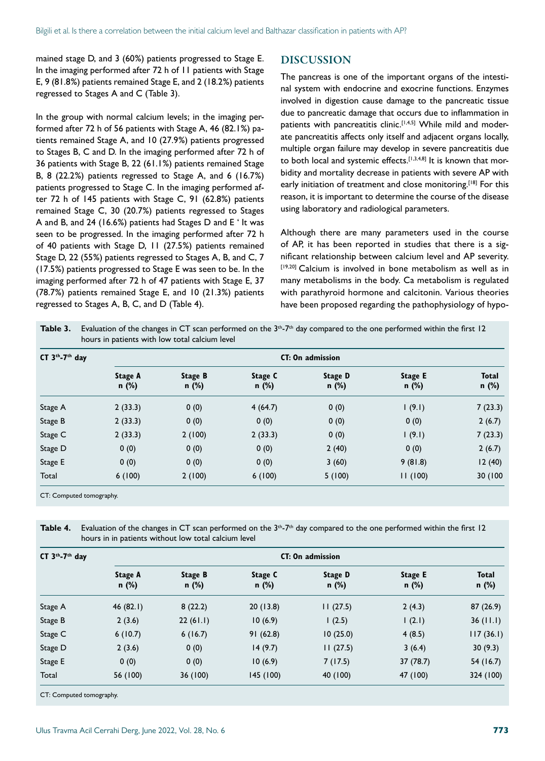mained stage D, and 3 (60%) patients progressed to Stage E. In the imaging performed after 72 h of 11 patients with Stage E, 9 (81.8%) patients remained Stage E, and 2 (18.2%) patients regressed to Stages A and C (Table 3).

In the group with normal calcium levels; in the imaging performed after 72 h of 56 patients with Stage A, 46 (82.1%) patients remained Stage A, and 10 (27.9%) patients progressed to Stages B, C and D. In the imaging performed after 72 h of 36 patients with Stage B, 22 (61.1%) patients remained Stage B, 8 (22.2%) patients regressed to Stage A, and 6 (16.7%) patients progressed to Stage C. In the imaging performed after 72 h of 145 patients with Stage C, 91 (62.8%) patients remained Stage C, 30 (20.7%) patients regressed to Stages A and B, and 24 (16.6%) patients had Stages D and E ' It was seen to be progressed. In the imaging performed after 72 h of 40 patients with Stage D, 11 (27.5%) patients remained Stage D, 22 (55%) patients regressed to Stages A, B, and C, 7 (17.5%) patients progressed to Stage E was seen to be. In the imaging performed after 72 h of 47 patients with Stage E, 37 (78.7%) patients remained Stage E, and 10 (21.3%) patients regressed to Stages A, B, C, and D (Table 4).

## DISCUSSION

The pancreas is one of the important organs of the intestinal system with endocrine and exocrine functions. Enzymes involved in digestion cause damage to the pancreatic tissue due to pancreatic damage that occurs due to inflammation in patients with pancreatitis clinic.[1,4,5] While mild and moderate pancreatitis affects only itself and adjacent organs locally, multiple organ failure may develop in severe pancreatitis due to both local and systemic effects.[1,3,4,8] It is known that morbidity and mortality decrease in patients with severe AP with early initiation of treatment and close monitoring.[18] For this reason, it is important to determine the course of the disease using laboratory and radiological parameters.

Although there are many parameters used in the course of AP, it has been reported in studies that there is a significant relationship between calcium level and AP severity.[19,20] Calcium is involved in bone metabolism as well as in many metabolisms in the body. Ca metabolism is regulated with parathyroid hormone and calcitonin. Various theories have been proposed regarding the pathophysiology of hypo-

**Table 3.** Evaluation of the changes in CT scan performed on the 3[th]-7[th] day compared to the one performed within the first 12 hours in patients with low total calcium level

| CT 3[th]-7[th] day | CT: On admission | | | | | |
|---|---|---|---|---|---|---|
| | Stage A n (%) | Stage B n (%) | Stage C n (%) | Stage D n (%) | Stage E n (%) | Total n (%) |
| Stage A | 2 (33.3) | 0 (0) | 4 (64.7) | 0 (0) | 1 (9.1) | 7 (23.3) |
| Stage B | 2 (33.3) | 0 (0) | 0 (0) | 0 (0) | 0 (0) | 2 (6.7) |
| Stage C | 2 (33.3) | 2 (100) | 2 (33.3) | 0 (0) | 1 (9.1) | 7 (23.3) |
| Stage D | 0 (0) | 0 (0) | 0 (0) | 2 (40) | 0 (0) | 2 (6.7) |
| Stage E | 0 (0) | 0 (0) | 0 (0) | 3 (60) | 9 (81.8) | 12 (40) |
| Total | 6 (100) | 2 (100) | 6 (100) | 5 (100) | 11 (100) | 30 (100 |

CT: Computed tomography.

**Table 4.** Evaluation of the changes in CT scan performed on the 3[th]-7[th] day compared to the one performed within the first 12 hours in in patients without low total calcium level

| CT 3[th]-7[th] day | CT: On admission | | | | | |
|---|---|---|---|---|---|---|
| | Stage A n (%) | Stage B n (%) | Stage C n (%) | Stage D n (%) | Stage E n (%) | Total n (%) |
| Stage A | 46 (82.1) | 8 (22.2) | 20 (13.8) | 11 (27.5) | 2 (4.3) | 87 (26.9) |
| Stage B | 2 (3.6) | 22 (61.1) | 10 (6.9) | 1 (2.5) | 1 (2.1) | 36 (11.1) |
| Stage C | 6 (10.7) | 6 (16.7) | 91 (62.8) | 10 (25.0) | 4 (8.5) | 117 (36.1) |
| Stage D | 2 (3.6) | 0 (0) | 14 (9.7) | 11 (27.5) | 3 (6.4) | 30 (9.3) |
| Stage E | 0 (0) | 0 (0) | 10 (6.9) | 7 (17.5) | 37 (78.7) | 54 (16.7) |
| Total | 56 (100) | 36 (100) | 145 (100) | 40 (100) | 47 (100) | 324 (100) |

CT: Computed tomography.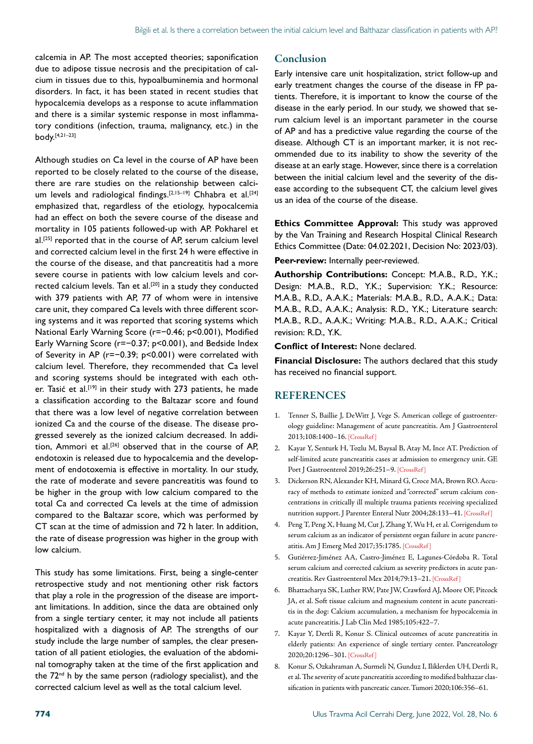calcemia in AP. The most accepted theories; saponification due to adipose tissue necrosis and the precipitation of calcium in tissues due to this, hypoalbuminemia and hormonal disorders. In fact, it has been stated in recent studies that hypocalcemia develops as a response to acute inflammation and there is a similar systemic response in most inflammatory conditions (infection, trauma, malignancy, etc.) in the body.[4,21–23]

Although studies on Ca level in the course of AP have been reported to be closely related to the course of the disease, there are rare studies on the relationship between calcium levels and radiological findings.[2,15–19] Chhabra et al.[24] emphasized that, regardless of the etiology, hypocalcemia had an effect on both the severe course of the disease and mortality in 105 patients followed-up with AP. Pokharel et al.[25] reported that in the course of AP, serum calcium level and corrected calcium level in the first 24 h were effective in the course of the disease, and that pancreatitis had a more severe course in patients with low calcium levels and corrected calcium levels. Tan et al.[20] in a study they conducted with 379 patients with AP, 77 of whom were in intensive care unit, they compared Ca levels with three different scoring systems and it was reported that scoring systems which National Early Warning Score ($r=-0.46$; $p<0.001$), Modified Early Warning Score ($r=-0.37$; $p<0.001$), and Bedside Index of Severity in AP ($r=-0.39$; $p<0.001$) were correlated with calcium level. Therefore, they recommended that Ca level and scoring systems should be integrated with each other. Tasić et al.[19] in their study with 273 patients, he made a classification according to the Baltazar score and found that there was a low level of negative correlation between ionized Ca and the course of the disease. The disease progressed severely as the ionized calcium decreased. In addition, Ammori et al.[26] observed that in the course of AP, endotoxin is released due to hypocalcemia and the development of endotoxemia is effective in mortality. In our study, the rate of moderate and severe pancreatitis was found to be higher in the group with low calcium compared to the total Ca and corrected Ca levels at the time of admission compared to the Baltazar score, which was performed by CT scan at the time of admission and 72 h later. In addition, the rate of disease progression was higher in the group with low calcium.

This study has some limitations. First, being a single-center retrospective study and not mentioning other risk factors that play a role in the progression of the disease are important limitations. In addition, since the data are obtained only from a single tertiary center, it may not include all patients hospitalized with a diagnosis of AP. The strengths of our study include the large number of samples, the clear presentation of all patient etiologies, the evaluation of the abdominal tomography taken at the time of the first application and the 72nd h by the same person (radiology specialist), and the corrected calcium level as well as the total calcium level.

## Conclusion

Early intensive care unit hospitalization, strict follow-up and early treatment changes the course of the disease in FP patients. Therefore, it is important to know the course of the disease in the early period. In our study, we showed that serum calcium level is an important parameter in the course of AP and has a predictive value regarding the course of the disease. Although CT is an important marker, it is not recommended due to its inability to show the severity of the disease at an early stage. However, since there is a correlation between the initial calcium level and the severity of the disease according to the subsequent CT, the calcium level gives us an idea of the course of the disease.

**Ethics Committee Approval:** This study was approved by the Van Training and Research Hospital Clinical Research Ethics Committee (Date: 04.02.2021, Decision No: 2023/03).

**Peer-review:** Internally peer-reviewed.

**Authorship Contributions:** Concept: M.A.B., R.D., Y.K.; Design: M.A.B., R.D., Y.K.; Supervision: Y.K.; Resource: M.A.B., R.D., A.A.K.; Materials: M.A.B., R.D., A.A.K.; Data: M.A.B., R.D., A.A.K.; Analysis: R.D., Y.K.; Literature search: M.A.B., R.D., A.A.K.; Writing: M.A.B., R.D., A.A.K.; Critical revision: R.D., Y.K.

**Conflict of Interest:** None declared.

**Financial Disclosure:** The authors declared that this study has received no financial support.

## REFERENCES

1. Tenner S, Baillie J, DeWitt J, Vege S. American college of gastroenterology guideline: Management of acute pancreatitis. Am J Gastroenterol 2013;108:1400–16. [CrossRef]
2. Kayar Y, Senturk H, Tozlu M, Baysal B, Atay M, Ince AT. Prediction of self-limited acute pancreatitis cases at admission to emergency unit. GE Port J Gastroenterol 2019;26:251–9. [CrossRef]
3. Dickerson RN, Alexander KH, Minard G, Croce MA, Brown RO. Accuracy of methods to estimate ionized and "corrected" serum calcium concentrations in critically ill multiple trauma patients receiving specialized nutrition support. J Parenter Enteral Nutr 2004;28:133–41. [CrossRef]
4. Peng T, Peng X, Huang M, Cut J, Zhang Y, Wu H, et al. Corrigendum to serum calcium as an indicator of persistent organ failure in acute pancreatitis. Am J Emerg Med 2017;35:1785. [CrossRef]
5. Gutiérrez-Jiménez AA, Castro-Jiménez E, Lagunes-Córdoba R. Total serum calcium and corrected calcium as severity predictors in acute pancreatitis. Rev Gastroenterol Mex 2014;79:13–21. [CrossRef]
6. Bhattacharya SK, Luther RW, Pate JW, Crawford AJ, Moore OF, Pitcock JA, et al. Soft tissue calcium and magnesium content in acute pancreatitis in the dog: Calcium accumulation, a mechanism for hypocalcemia in acute pancreatitis. J Lab Clin Med 1985;105:422–7.
7. Kayar Y, Dertli R, Konur S. Clinical outcomes of acute pancreatitis in elderly patients: An experience of single tertiary center. Pancreatology 2020;20:1296–301. [CrossRef]
8. Konur S, Ozkahraman A, Surmeli N, Gunduz I, Iliklerden UH, Dertli R, et al. The severity of acute pancreatitis according to modified balthazar classification in patients with pancreatic cancer. Tumori 2020;106:356–61.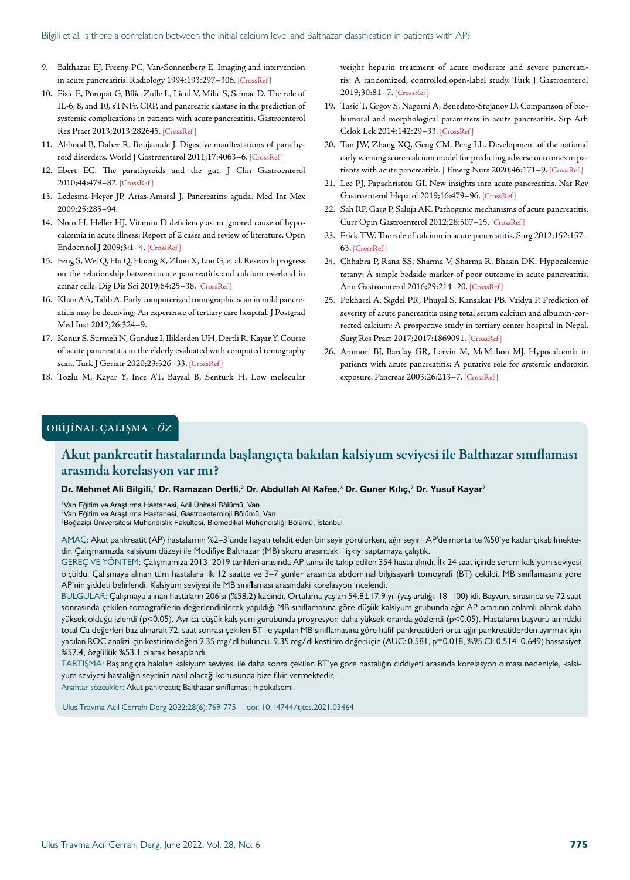9. Balthazar EJ, Freeny PC, Van-Sonnenberg E. Imaging and intervention in acute pancreatitis. Radiology 1994;193:297–306. [CrossRef]
10. Fisic E, Poropat G, Bilic-Zulle L, Licul V, Milic S, Stimac D. The role of IL-6, 8, and 10, sTNFr, CRP, and pancreatic elastase in the prediction of systemic complications in patients with acute pancreatitis. Gastroenterol Res Pract 2013;2013:282645. [CrossRef]
11. Abboud B, Daher R, Boujaoude J. Digestive manifestations of parathyroid disorders. World J Gastroenterol 2011;17:4063–6. [CrossRef]
12. Ebert EC. The parathyroids and the gut. J Clin Gastroenterol 2010;44:479–82. [CrossRef]
13. Ledesma-Heyer JP, Arias-Amaral J. Pancreatitis aguda. Med Int Mex 2009;25:285–94.
14. Noto H, Heller HJ. Vitamin D deficiency as an ignored cause of hypocalcemia in acute illness: Report of 2 cases and review of literature. Open Endocrinol J 2009;3:1–4. [CrossRef]
15. Feng S, Wei Q, Hu Q, Huang X, Zhou X, Luo G, et al. Research progress on the relationship between acute pancreatitis and calcium overload in acinar cells. Dig Dis Sci 2019;64:25–38. [CrossRef]
16. Khan AA, Talib A. Early computerized tomographic scan in mild pancreatitis may be deceiving: An experience of tertiary care hospital. J Postgrad Med Inst 2012;26:324–9.
17. Konur S, Surmeli N, Gunduz I, Iliklerden UH, Dertli R, Kayar Y. Course of acute pancreatitis in the elderly evaluated with computed tomography scan. Turk J Geriatr 2020;23:326–33. [CrossRef]
18. Tozlu M, Kayar Y, Ince AT, Baysal B, Senturk H. Low molecular weight heparin treatment of acute moderate and severe pancreatitis: A randomized, controlled,open-label study. Turk J Gastroenterol 2019;30:81–7. [CrossRef]
19. Tasić T, Grgov S, Nagorni A, Benedeto-Stojanov D. Comparison of biohumoral and morphological parameters in acute pancreatitis. Srp Arh Celok Lek 2014;142:29–33. [CrossRef]
20. Tan JW, Zhang XQ, Geng CM, Peng LL. Development of the national early warning score-calcium model for predicting adverse outcomes in patients with acute pancreatitis. J Emerg Nurs 2020;46:171–9. [CrossRef]
21. Lee PJ, Papachristou GI. New insights into acute pancreatitis. Nat Rev Gastroenterol Hepatol 2019;16:479–96. [CrossRef]
22. Sah RP, Garg P, Saluja AK. Pathogenic mechanisms of acute pancreatitis. Curr Opin Gastroenterol 2012;28:507–15. [CrossRef]
23. Frick TW. The role of calcium in acute pancreatitis. Surg 2012;152:157–63. [CrossRef]
24. Chhabra P, Rana SS, Sharma V, Sharma R, Bhasin DK. Hypocalcemic tetany: A simple bedside marker of poor outcome in acute pancreatitis. Ann Gastroenterol 2016;29:214–20. [CrossRef]
25. Pokharel A, Sigdel PR, Phuyal S, Kansakar PB, Vaidya P. Prediction of severity of acute pancreatitis using total serum calcium and albumin-corrected calcium: A prospective study in tertiary center hospital in Nepal. Surg Res Pract 2017;2017:1869091. [CrossRef]
26. Ammori BJ, Barclay GR, Larvin M, McMahon MJ. Hypocalcemia in patients with acute pancreatitis: A putative role for systemic endotoxin exposure. Pancreas 2003;26:213–7. [CrossRef]

ORİJİNAL ÇALIŞMA - *ÖZ*

## Akut pankreatit hastalarında başlangıçta bakılan kalsiyum seviyesi ile Balthazar sınıflaması arasında korelasyon var mı?

**Dr. Mehmet Ali Bilgili,[1] Dr. Ramazan Dertli,[2] Dr. Abdullah Al Kafee,[3] Dr. Guner Kılıç,[2] Dr. Yusuf Kayar[2]**

[1]Van Eğitim ve Araştırma Hastanesi, Acil Ünitesi Bölümü, Van
[2]Van Eğitim ve Araştırma Hastanesi, Gastroenteroloji Bölümü, Van
[3]Boğaziçi Üniversitesi Mühendislik Fakültesi, Biomedikal Mühendisliği Bölümü, İstanbul

AMAÇ: Akut pankreatit (AP) hastalarının %2–3'ünde hayatı tehdit eden bir seyir görülürken, ağır seyirli AP'de mortalite %50'ye kadar çıkabilmektedir. Çalışmamızda kalsiyum düzeyi ile Modifiye Balthazar (MB) skoru arasındaki ilişkiyi saptamaya çalıştık.

GEREÇ VE YÖNTEM: Çalışmamıza 2013–2019 tarihleri arasında AP tanısı ile takip edilen 354 hasta alındı. İlk 24 saat içinde serum kalsiyum seviyesi ölçüldü. Çalışmaya alınan tüm hastalara ilk 12 saatte ve 3–7 günler arasında abdominal bilgisayarlı tomografi (BT) çekildi. MB sınıflamasına göre AP'nin şiddeti belirlendi. Kalsiyum seviyesi ile MB sınıflaması arasındaki korelasyon incelendi.

BULGULAR: Çalışmaya alınan hastaların 206'sı (%58.2) kadındı. Ortalama yaşları 54.8±17.9 yıl (yaş aralığı: 18–100) idi. Başvuru sırasında ve 72 saat sonrasında çekilen tomografilerin değerlendirilerek yapıldığı MB sınıflamasına göre düşük kalsiyum grubunda ağır AP oranının anlamlı olarak daha yüksek olduğu izlendi ($p<0.05$). Ayrıca düşük kalsiyum gurubunda progresyon daha yüksek oranda gözlendi ($p<0.05$). Hastaların başvuru anındaki total Ca değerleri baz alınarak 72. saat sonrası çekilen BT ile yapılan MB sınıflamasına göre hafif pankreatitleri orta-ağır pankreatitlerden ayırmak için yapılan ROC analizi için kestirim değeri 9.35 mg/dl bulundu. 9.35 mg/dl kestirim değeri için (AUC: 0.581, p=0.018, %95 CI: 0.514–0.649) hassasiyet %57.4, özgüllük %53.1 olarak hesaplandı.

TARTIŞMA: Başlangıçta bakılan kalsiyum seviyesi ile daha sonra çekilen BT'ye göre hastalığın ciddiyeti arasında korelasyon olması nedeniyle, kalsiyum seviyesi hastalığın seyrinin nasıl olacağı konusunda bize fikir vermektedir.

Anahtar sözcükler: Akut pankreatit; Balthazar sınıflaması; hipokalsemi.

Ulus Travma Acil Cerrahi Derg 2022;28(6):769-775 doi: 10.14744/tjtes.2021.03464